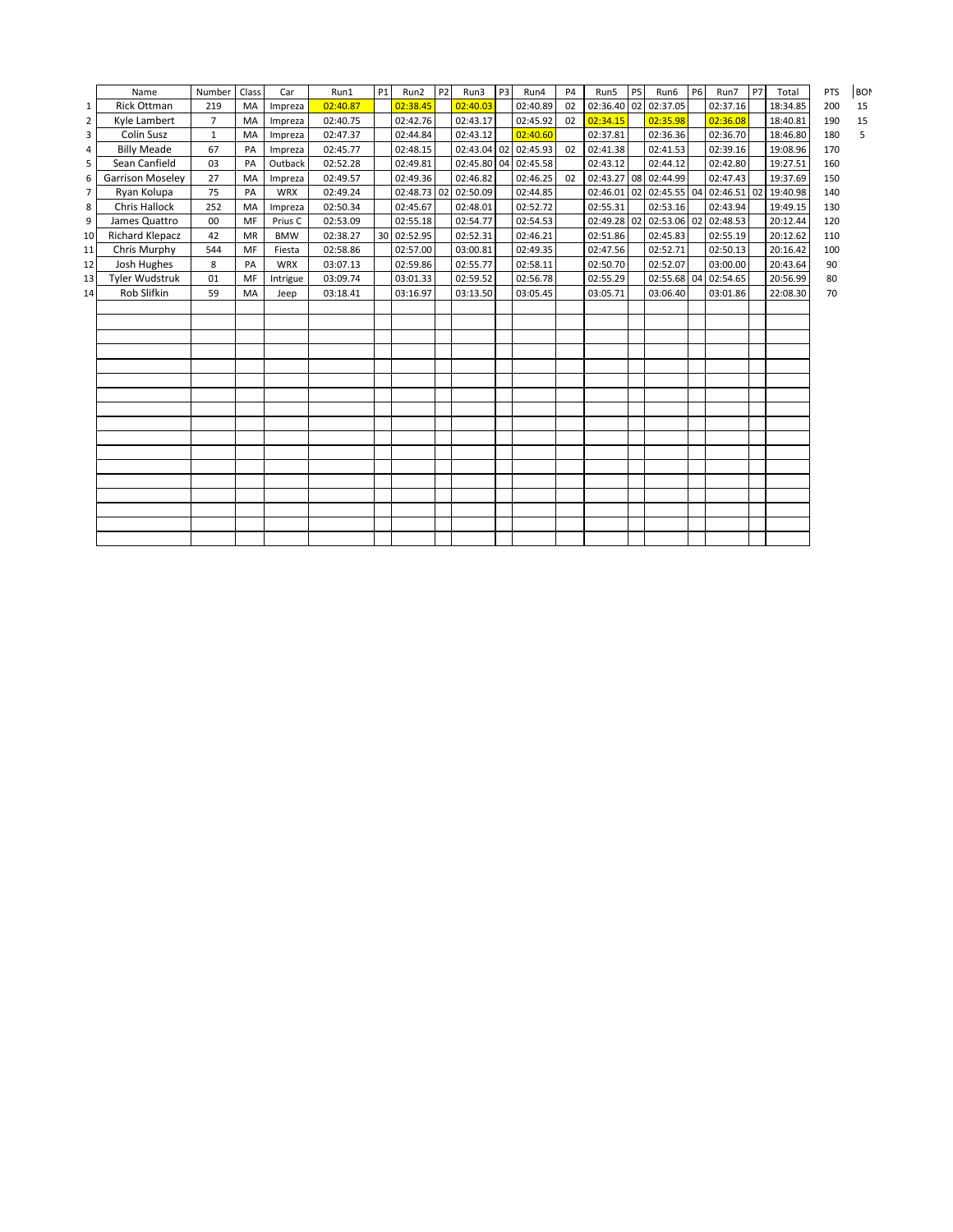| | Name | Number | Class | Car | Run1 | P1 | Run2 | P2 | Run3 | P3 | Run4 | P4 | Run5 | P5 | Run6 | P6 | Run7 | P7 | Total | PTS | BON |
|---|---|---|---|---|---|---|---|---|---|---|---|---|---|---|---|---|---|---|---|---|---|
| 1 | Rick Ottman | 219 | MA | Impreza | 02:40.87 | | 02:38.45 | | 02:40.03 | | 02:40.89 | 02 | 02:36.40 | 02 | 02:37.05 | | 02:37.16 | | 18:34.85 | 200 | 15 |
| 2 | Kyle Lambert | 7 | MA | Impreza | 02:40.75 | | 02:42.76 | | 02:43.17 | | 02:45.92 | 02 | 02:34.15 | | 02:35.98 | | 02:36.08 | | 18:40.81 | 190 | 15 |
| 3 | Colin Susz | 1 | MA | Impreza | 02:47.37 | | 02:44.84 | | 02:43.12 | | 02:40.60 | | 02:37.81 | | 02:36.36 | | 02:36.70 | | 18:46.80 | 180 | 5 |
| 4 | Billy Meade | 67 | PA | Impreza | 02:45.77 | | 02:48.15 | | 02:43.04 | 02 | 02:45.93 | 02 | 02:41.38 | | 02:41.53 | | 02:39.16 | | 19:08.96 | 170 | |
| 5 | Sean Canfield | 03 | PA | Outback | 02:52.28 | | 02:49.81 | | 02:45.80 | 04 | 02:45.58 | | 02:43.12 | | 02:44.12 | | 02:42.80 | | 19:27.51 | 160 | |
| 6 | Garrison Moseley | 27 | MA | Impreza | 02:49.57 | | 02:49.36 | | 02:46.82 | | 02:46.25 | 02 | 02:43.27 | 08 | 02:44.99 | | 02:47.43 | | 19:37.69 | 150 | |
| 7 | Ryan Kolupa | 75 | PA | WRX | 02:49.24 | | 02:48.73 | 02 | 02:50.09 | | 02:44.85 | | 02:46.01 | 02 | 02:45.55 | 04 | 02:46.51 | 02 | 19:40.98 | 140 | |
| 8 | Chris Hallock | 252 | MA | Impreza | 02:50.34 | | 02:45.67 | | 02:48.01 | | 02:52.72 | | 02:55.31 | | 02:53.16 | | 02:43.94 | | 19:49.15 | 130 | |
| 9 | James Quattro | 00 | MF | Prius C | 02:53.09 | | 02:55.18 | | 02:54.77 | | 02:54.53 | | 02:49.28 | 02 | 02:53.06 | 02 | 02:48.53 | | 20:12.44 | 120 | |
| 10 | Richard Klepacz | 42 | MR | BMW | 02:38.27 | 30 | 02:52.95 | | 02:52.31 | | 02:46.21 | | 02:51.86 | | 02:45.83 | | 02:55.19 | | 20:12.62 | 110 | |
| 11 | Chris Murphy | 544 | MF | Fiesta | 02:58.86 | | 02:57.00 | | 03:00.81 | | 02:49.35 | | 02:47.56 | | 02:52.71 | | 02:50.13 | | 20:16.42 | 100 | |
| 12 | Josh Hughes | 8 | PA | WRX | 03:07.13 | | 02:59.86 | | 02:55.77 | | 02:58.11 | | 02:50.70 | | 02:52.07 | | 03:00.00 | | 20:43.64 | 90 | |
| 13 | Tyler Wudstruk | 01 | MF | Intrigue | 03:09.74 | | 03:01.33 | | 02:59.52 | | 02:56.78 | | 02:55.29 | | 02:55.68 | 04 | 02:54.65 | | 20:56.99 | 80 | |
| 14 | Rob Slifkin | 59 | MA | Jeep | 03:18.41 | | 03:16.97 | | 03:13.50 | | 03:05.45 | | 03:05.71 | | 03:06.40 | | 03:01.86 | | 22:08.30 | 70 | |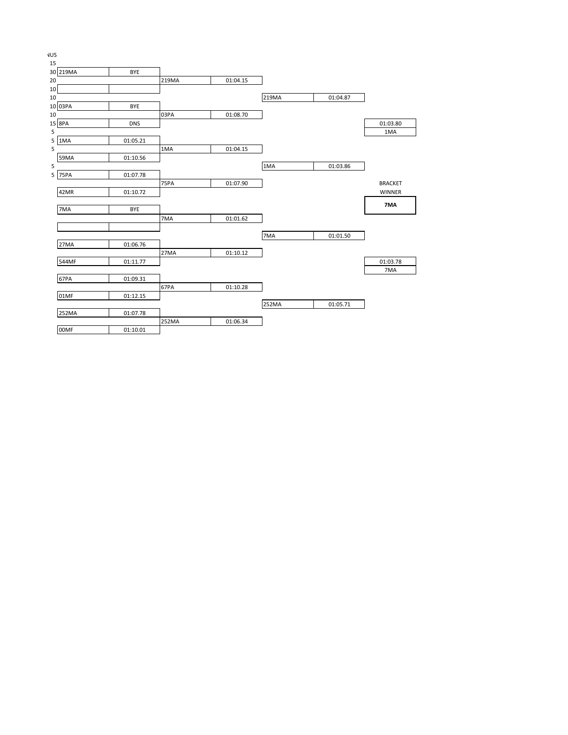NUS

15

30

20

10

10

10

10

15

5

5

5

5

5

**Round 1**

| | |
|---|---|
| 219MA | BYE |
| | |
| 03PA | BYE |
| 8PA | DNS |
| 1MA | 01:05.21 |
| 59MA | 01:10.56 |
| 75PA | 01:07.78 |
| 42MR | 01:10.72 |
| 7MA | BYE |
| | |
| 27MA | 01:06.76 |
| 544MF | 01:11.77 |
| 67PA | 01:09.31 |
| 01MF | 01:12.15 |
| 252MA | 01:07.78 |
| 00MF | 01:10.01 |

**Round 2**

| | |
|---|---|
| 219MA | 01:04.15 |
| 03PA | 01:08.70 |
| 1MA | 01:04.15 |
| 75PA | 01:07.90 |
| 7MA | 01:01.62 |
| 27MA | 01:10.12 |
| 67PA | 01:10.28 |
| 252MA | 01:06.34 |

**Round 3**

| | |
|---|---|
| 219MA | 01:04.87 |
| 1MA | 01:03.86 |
| 7MA | 01:01.50 |
| 252MA | 01:05.71 |

**Final**

| | |
|---|---|
| 01:03.80 | 1MA |
| 01:03.78 | 7MA |

BRACKET WINNER

**7MA**